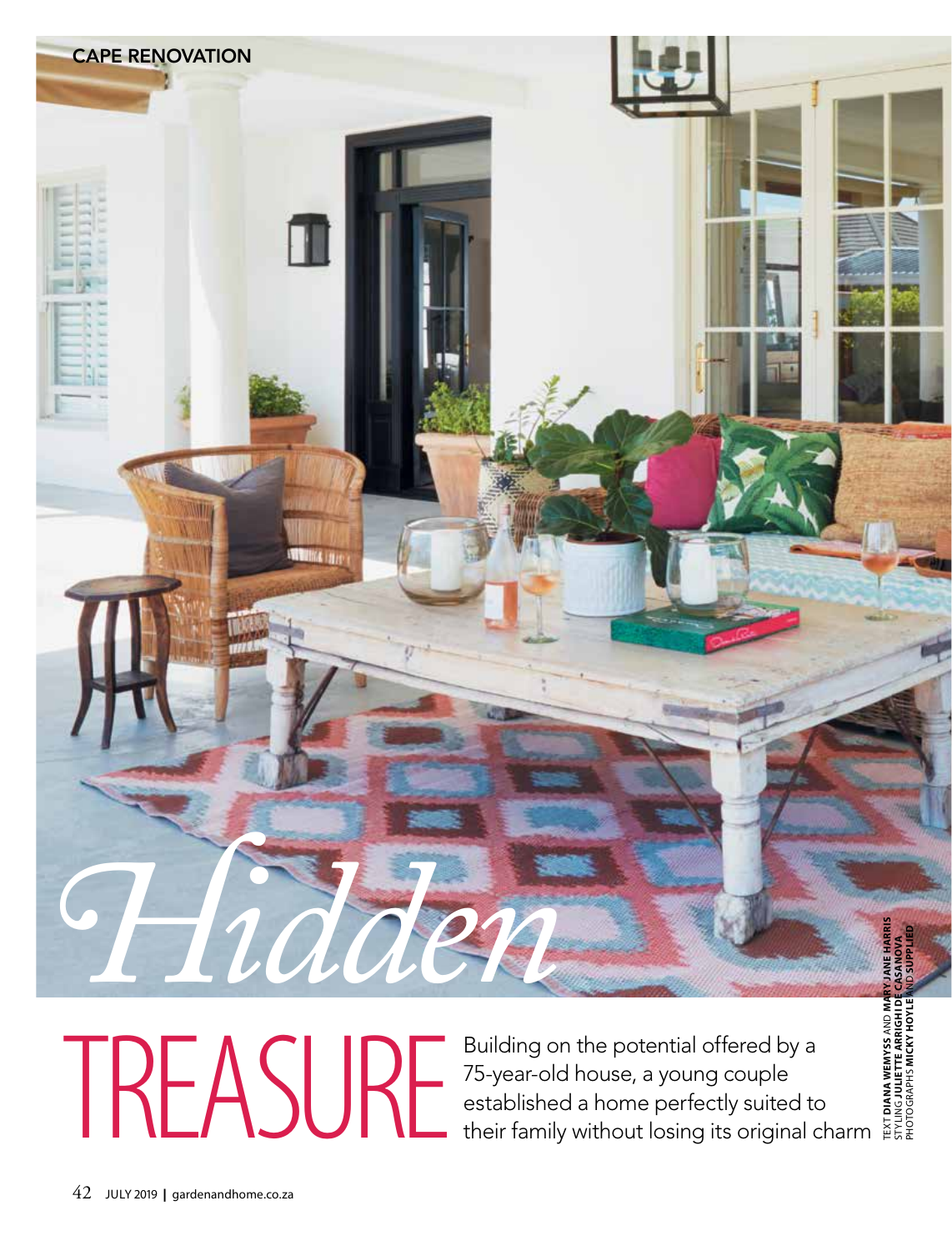CAPE RENOVATION

# *Hidden* TREASURE

Building on the potential offered by a 75-year-old house, a young couple established a home perfectly suited to their family without losing its original charm

TEXT **DIANA WEMYSS** AND **MARY-JANE HARRIS**
STYLING **JULIETTE ARRIGHI DE CASANOVA**
PHOTOGRAPHS **MICKY HOYLE** AND **SUPPLIED**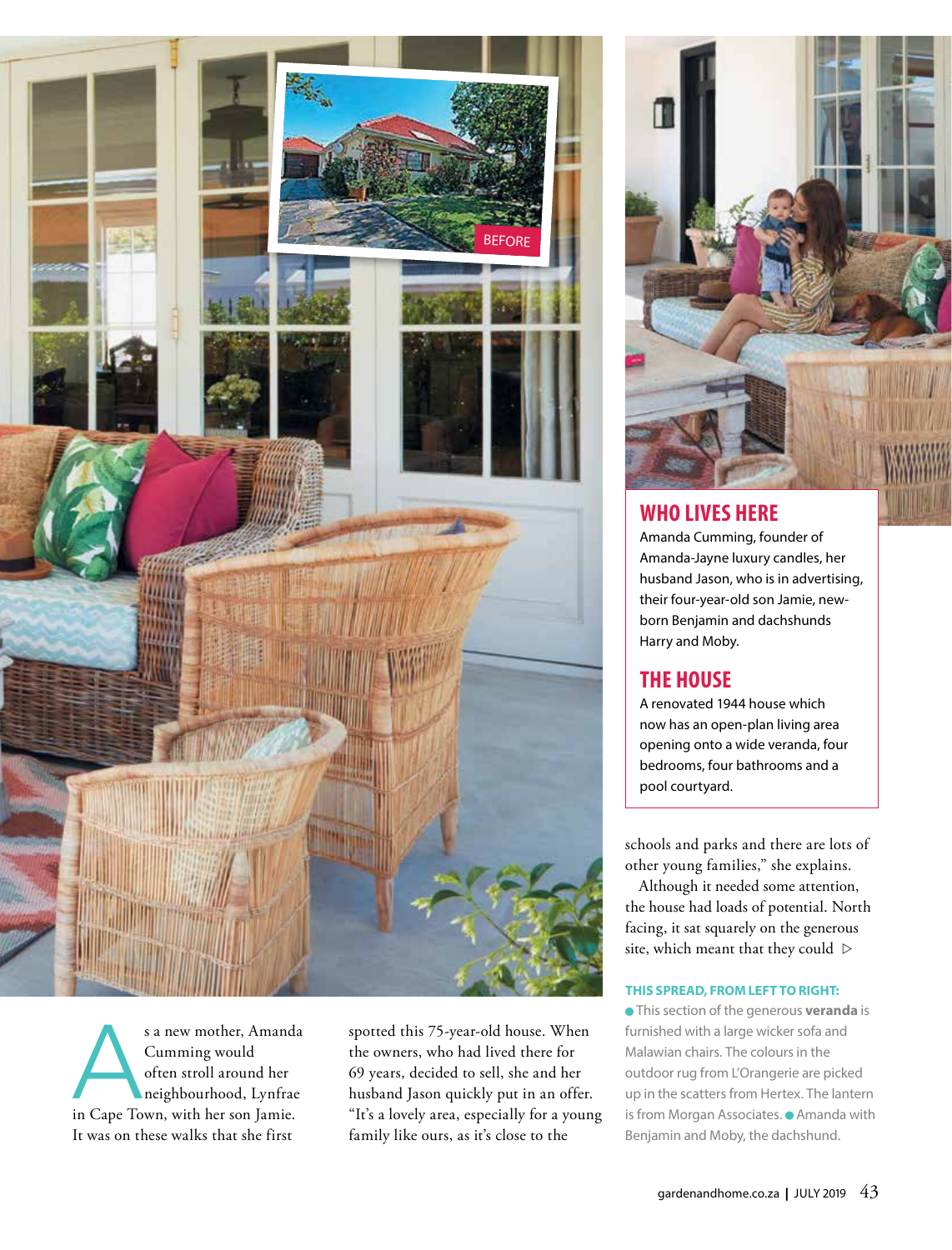BEFORE

## WHO LIVES HERE

Amanda Cumming, founder of Amanda-Jayne luxury candles, her husband Jason, who is in advertising, their four-year-old son Jamie, new-born Benjamin and dachshunds Harry and Moby.

## THE HOUSE

A renovated 1944 house which now has an open-plan living area opening onto a wide veranda, four bedrooms, four bathrooms and a pool courtyard.

As a new mother, Amanda Cumming would often stroll around her neighbourhood, Lynfrae in Cape Town, with her son Jamie. It was on these walks that she first spotted this 75-year-old house. When the owners, who had lived there for 69 years, decided to sell, she and her husband Jason quickly put in an offer. "It's a lovely area, especially for a young family like ours, as it's close to the schools and parks and there are lots of other young families," she explains.

Although it needed some attention, the house had loads of potential. North facing, it sat squarely on the generous site, which meant that they could ▷

**THIS SPREAD, FROM LEFT TO RIGHT:**
● This section of the generous **veranda** is furnished with a large wicker sofa and Malawian chairs. The colours in the outdoor rug from L'Orangerie are picked up in the scatters from Hertex. The lantern is from Morgan Associates. ● Amanda with Benjamin and Moby, the dachshund.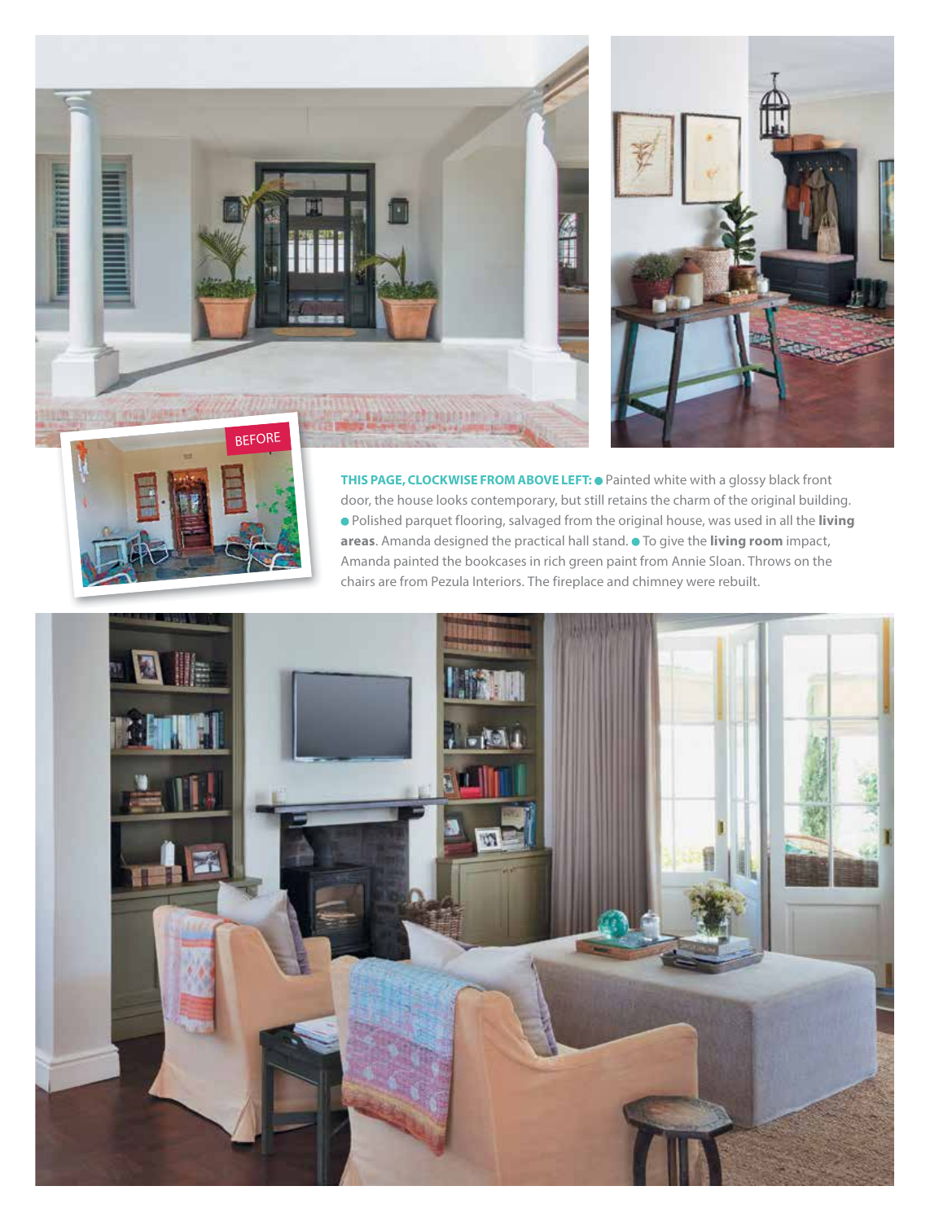BEFORE

**THIS PAGE, CLOCKWISE FROM ABOVE LEFT:** ● Painted white with a glossy black front door, the house looks contemporary, but still retains the charm of the original building. ● Polished parquet flooring, salvaged from the original house, was used in all the **living areas**. Amanda designed the practical hall stand. ● To give the **living room** impact, Amanda painted the bookcases in rich green paint from Annie Sloan. Throws on the chairs are from Pezula Interiors. The fireplace and chimney were rebuilt.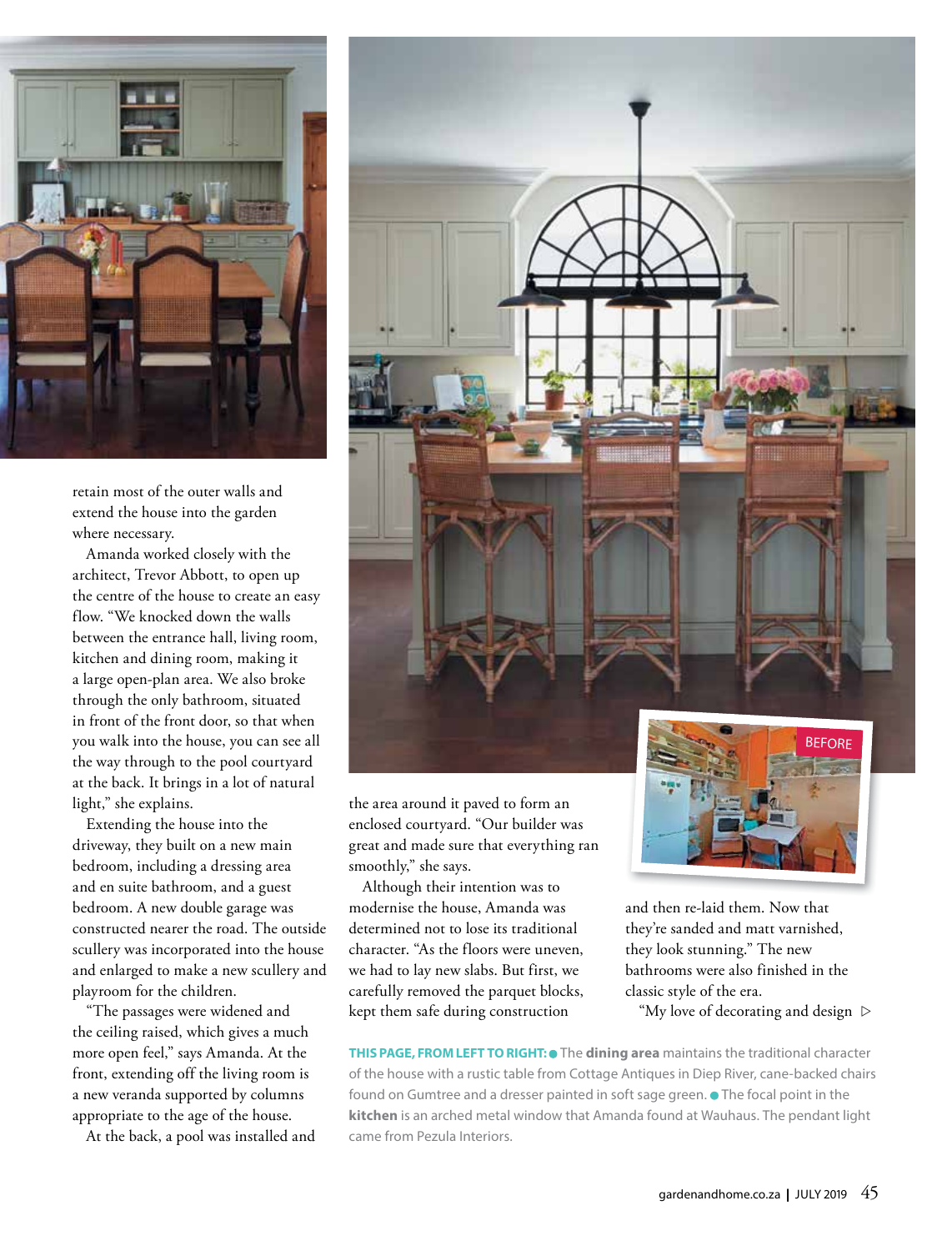retain most of the outer walls and extend the house into the garden where necessary.

Amanda worked closely with the architect, Trevor Abbott, to open up the centre of the house to create an easy flow. "We knocked down the walls between the entrance hall, living room, kitchen and dining room, making it a large open-plan area. We also broke through the only bathroom, situated in front of the front door, so that when you walk into the house, you can see all the way through to the pool courtyard at the back. It brings in a lot of natural light," she explains.

Extending the house into the driveway, they built on a new main bedroom, including a dressing area and en suite bathroom, and a guest bedroom. A new double garage was constructed nearer the road. The outside scullery was incorporated into the house and enlarged to make a new scullery and playroom for the children.

"The passages were widened and the ceiling raised, which gives a much more open feel," says Amanda. At the front, extending off the living room is a new veranda supported by columns appropriate to the age of the house.

At the back, a pool was installed and the area around it paved to form an enclosed courtyard. "Our builder was great and made sure that everything ran smoothly," she says.

Although their intention was to modernise the house, Amanda was determined not to lose its traditional character. "As the floors were uneven, we had to lay new slabs. But first, we carefully removed the parquet blocks, kept them safe during construction and then re-laid them. Now that they're sanded and matt varnished, they look stunning." The new bathrooms were also finished in the classic style of the era.

"My love of decorating and design ▷

BEFORE

**THIS PAGE, FROM LEFT TO RIGHT:** ● The **dining area** maintains the traditional character of the house with a rustic table from Cottage Antiques in Diep River, cane-backed chairs found on Gumtree and a dresser painted in soft sage green. ● The focal point in the **kitchen** is an arched metal window that Amanda found at Wauhaus. The pendant light came from Pezula Interiors.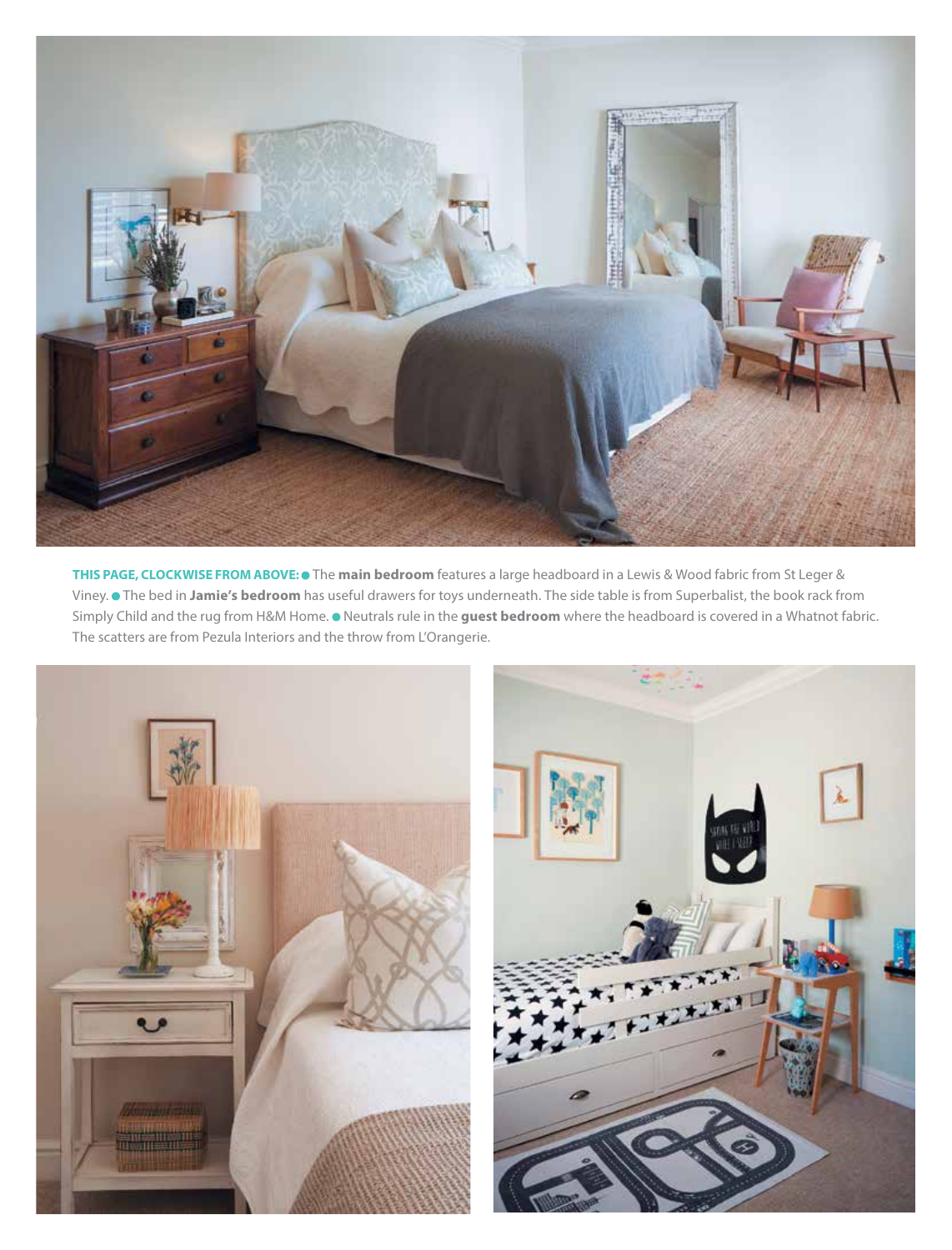**THIS PAGE, CLOCKWISE FROM ABOVE:** ● The **main bedroom** features a large headboard in a Lewis & Wood fabric from St Leger & Viney. ● The bed in **Jamie's bedroom** has useful drawers for toys underneath. The side table is from Superbalist, the book rack from Simply Child and the rug from H&M Home. ● Neutrals rule in the **guest bedroom** where the headboard is covered in a Whatnot fabric. The scatters are from Pezula Interiors and the throw from L'Orangerie.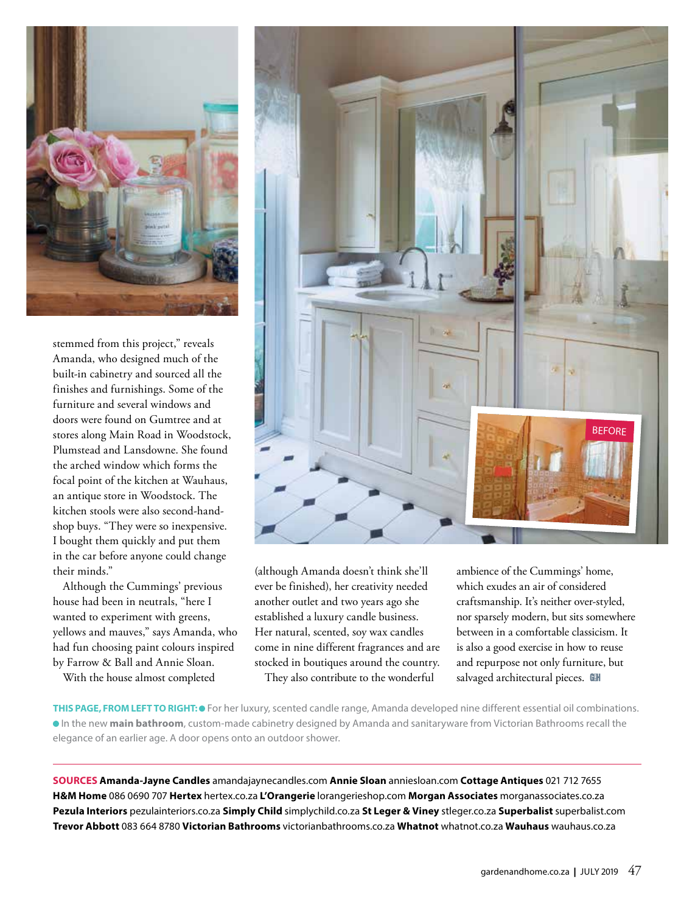stemmed from this project," reveals Amanda, who designed much of the built-in cabinetry and sourced all the finishes and furnishings. Some of the furniture and several windows and doors were found on Gumtree and at stores along Main Road in Woodstock, Plumstead and Lansdowne. She found the arched window which forms the focal point of the kitchen at Wauhaus, an antique store in Woodstock. The kitchen stools were also second-hand-shop buys. "They were so inexpensive. I bought them quickly and put them in the car before anyone could change their minds."

Although the Cummings' previous house had been in neutrals, "here I wanted to experiment with greens, yellows and mauves," says Amanda, who had fun choosing paint colours inspired by Farrow & Ball and Annie Sloan.

With the house almost completed (although Amanda doesn't think she'll ever be finished), her creativity needed another outlet and two years ago she established a luxury candle business. Her natural, scented, soy wax candles come in nine different fragrances and are stocked in boutiques around the country.

They also contribute to the wonderful ambience of the Cummings' home, which exudes an air of considered craftsmanship. It's neither over-styled, nor sparsely modern, but sits somewhere between in a comfortable classicism. It is also a good exercise in how to reuse and repurpose not only furniture, but salvaged architectural pieces.

BEFORE

**THIS PAGE, FROM LEFT TO RIGHT:** ● For her luxury, scented candle range, Amanda developed nine different essential oil combinations. ● In the new **main bathroom**, custom-made cabinetry designed by Amanda and sanitaryware from Victorian Bathrooms recall the elegance of an earlier age. A door opens onto an outdoor shower.

**SOURCES** **Amanda-Jayne Candles** amandajaynecandles.com **Annie Sloan** anniesloan.com **Cottage Antiques** 021 712 7655 **H&M Home** 086 0690 707 **Hertex** hertex.co.za **L'Orangerie** lorangerieshop.com **Morgan Associates** morganassociates.co.za **Pezula Interiors** pezulainteriors.co.za **Simply Child** simplychild.co.za **St Leger & Viney** stleger.co.za **Superbalist** superbalist.com **Trevor Abbott** 083 664 8780 **Victorian Bathrooms** victorianbathrooms.co.za **Whatnot** whatnot.co.za **Wauhaus** wauhaus.co.za